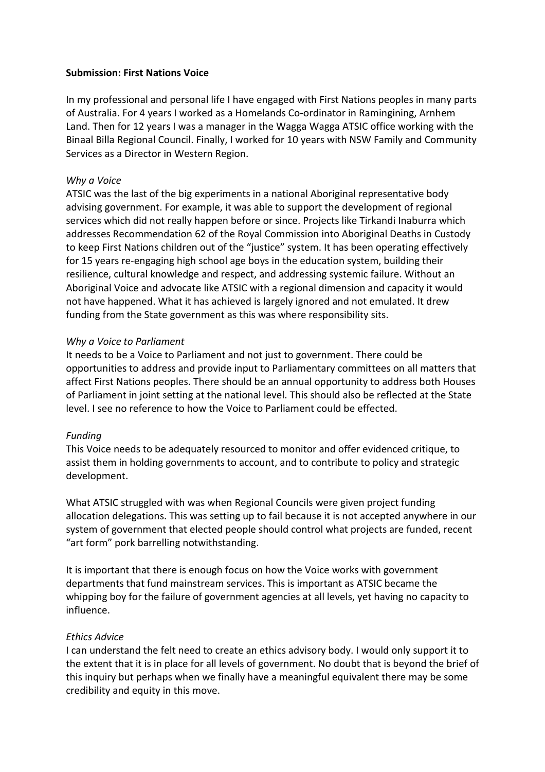**Submission: First Nations Voice**

In my professional and personal life I have engaged with First Nations peoples in many parts of Australia. For 4 years I worked as a Homelands Co-ordinator in Ramingining, Arnhem Land. Then for 12 years I was a manager in the Wagga Wagga ATSIC office working with the Binaal Billa Regional Council. Finally, I worked for 10 years with NSW Family and Community Services as a Director in Western Region.

*Why a Voice*

ATSIC was the last of the big experiments in a national Aboriginal representative body advising government. For example, it was able to support the development of regional services which did not really happen before or since. Projects like Tirkandi Inaburra which addresses Recommendation 62 of the Royal Commission into Aboriginal Deaths in Custody to keep First Nations children out of the "justice" system. It has been operating effectively for 15 years re-engaging high school age boys in the education system, building their resilience, cultural knowledge and respect, and addressing systemic failure. Without an Aboriginal Voice and advocate like ATSIC with a regional dimension and capacity it would not have happened. What it has achieved is largely ignored and not emulated. It drew funding from the State government as this was where responsibility sits.

*Why a Voice to Parliament*

It needs to be a Voice to Parliament and not just to government. There could be opportunities to address and provide input to Parliamentary committees on all matters that affect First Nations peoples. There should be an annual opportunity to address both Houses of Parliament in joint setting at the national level. This should also be reflected at the State level. I see no reference to how the Voice to Parliament could be effected.

*Funding*

This Voice needs to be adequately resourced to monitor and offer evidenced critique, to assist them in holding governments to account, and to contribute to policy and strategic development.

What ATSIC struggled with was when Regional Councils were given project funding allocation delegations. This was setting up to fail because it is not accepted anywhere in our system of government that elected people should control what projects are funded, recent "art form" pork barrelling notwithstanding.

It is important that there is enough focus on how the Voice works with government departments that fund mainstream services. This is important as ATSIC became the whipping boy for the failure of government agencies at all levels, yet having no capacity to influence.

*Ethics Advice*

I can understand the felt need to create an ethics advisory body. I would only support it to the extent that it is in place for all levels of government. No doubt that is beyond the brief of this inquiry but perhaps when we finally have a meaningful equivalent there may be some credibility and equity in this move.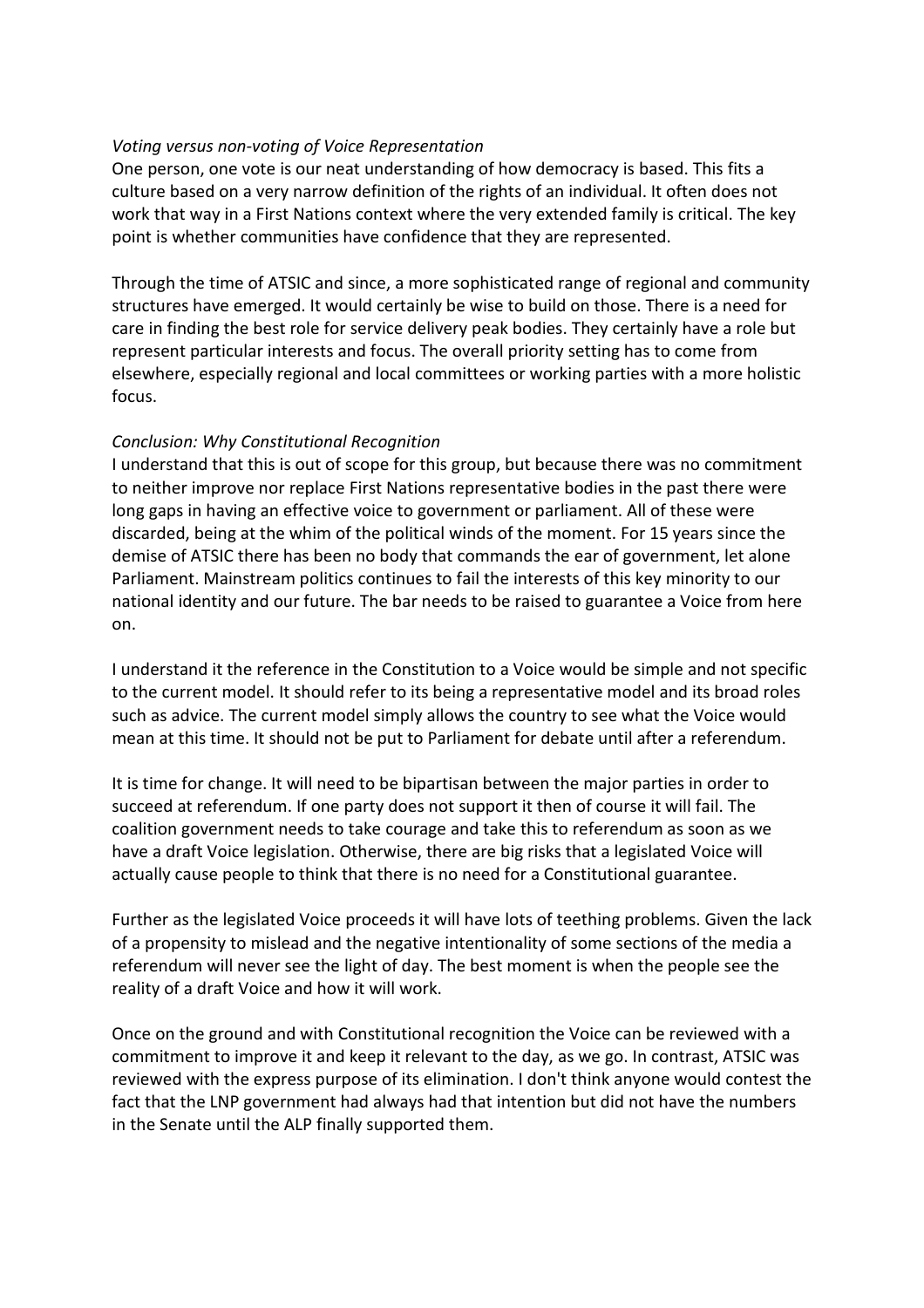*Voting versus non-voting of Voice Representation*

One person, one vote is our neat understanding of how democracy is based. This fits a culture based on a very narrow definition of the rights of an individual. It often does not work that way in a First Nations context where the very extended family is critical. The key point is whether communities have confidence that they are represented.

Through the time of ATSIC and since, a more sophisticated range of regional and community structures have emerged. It would certainly be wise to build on those. There is a need for care in finding the best role for service delivery peak bodies. They certainly have a role but represent particular interests and focus. The overall priority setting has to come from elsewhere, especially regional and local committees or working parties with a more holistic focus.

*Conclusion: Why Constitutional Recognition*

I understand that this is out of scope for this group, but because there was no commitment to neither improve nor replace First Nations representative bodies in the past there were long gaps in having an effective voice to government or parliament. All of these were discarded, being at the whim of the political winds of the moment. For 15 years since the demise of ATSIC there has been no body that commands the ear of government, let alone Parliament. Mainstream politics continues to fail the interests of this key minority to our national identity and our future. The bar needs to be raised to guarantee a Voice from here on.

I understand it the reference in the Constitution to a Voice would be simple and not specific to the current model. It should refer to its being a representative model and its broad roles such as advice. The current model simply allows the country to see what the Voice would mean at this time. It should not be put to Parliament for debate until after a referendum.

It is time for change. It will need to be bipartisan between the major parties in order to succeed at referendum. If one party does not support it then of course it will fail. The coalition government needs to take courage and take this to referendum as soon as we have a draft Voice legislation. Otherwise, there are big risks that a legislated Voice will actually cause people to think that there is no need for a Constitutional guarantee.

Further as the legislated Voice proceeds it will have lots of teething problems. Given the lack of a propensity to mislead and the negative intentionality of some sections of the media a referendum will never see the light of day. The best moment is when the people see the reality of a draft Voice and how it will work.

Once on the ground and with Constitutional recognition the Voice can be reviewed with a commitment to improve it and keep it relevant to the day, as we go. In contrast, ATSIC was reviewed with the express purpose of its elimination. I don't think anyone would contest the fact that the LNP government had always had that intention but did not have the numbers in the Senate until the ALP finally supported them.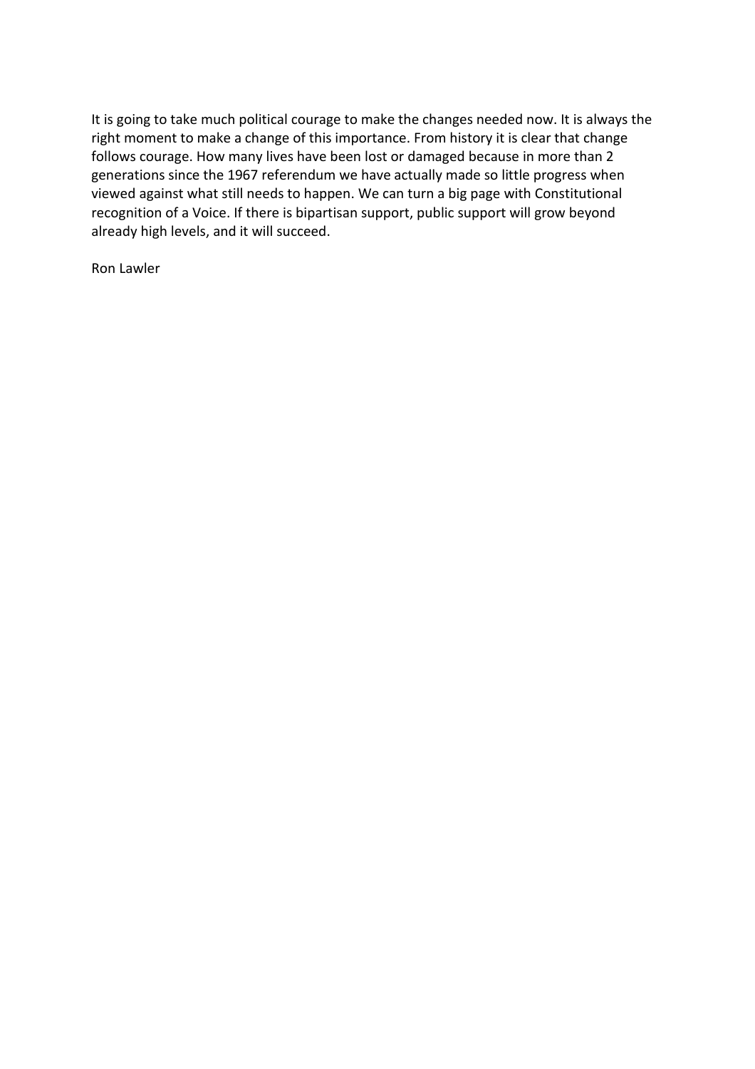It is going to take much political courage to make the changes needed now. It is always the right moment to make a change of this importance. From history it is clear that change follows courage. How many lives have been lost or damaged because in more than 2 generations since the 1967 referendum we have actually made so little progress when viewed against what still needs to happen. We can turn a big page with Constitutional recognition of a Voice. If there is bipartisan support, public support will grow beyond already high levels, and it will succeed.

Ron Lawler